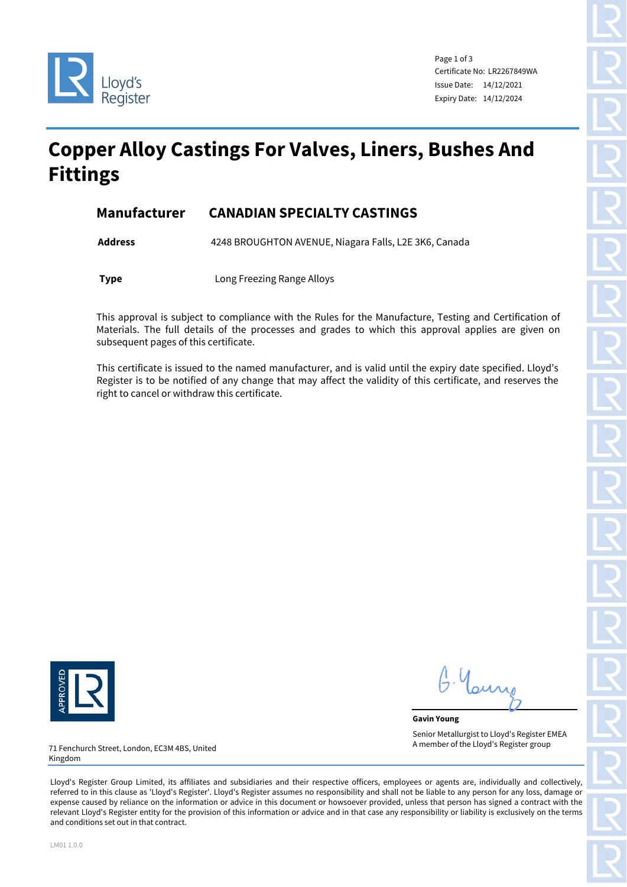Lloyd's Register

Certificate No: LR2267849WA
Issue Date: 14/12/2021
Expiry Date: 14/12/2024

# Copper Alloy Castings For Valves, Liners, Bushes And Fittings

| | |
|---|---|
| **Manufacturer** | **CANADIAN SPECIALTY CASTINGS** |
| **Address** | 4248 BROUGHTON AVENUE, Niagara Falls, L2E 3K6, Canada |
| **Type** | Long Freezing Range Alloys |

This approval is subject to compliance with the Rules for the Manufacture, Testing and Certification of Materials. The full details of the processes and grades to which this approval applies are given on subsequent pages of this certificate.

This certificate is issued to the named manufacturer, and is valid until the expiry date specified. Lloyd's Register is to be notified of any change that may affect the validity of this certificate, and reserves the right to cancel or withdraw this certificate.

APPROVED LR

G. Young

**Gavin Young**

Senior Metallurgist to Lloyd's Register EMEA
A member of the Lloyd's Register group

71 Fenchurch Street, London, EC3M 4BS, United Kingdom

Lloyd's Register Group Limited, its affiliates and subsidiaries and their respective officers, employees or agents are, individually and collectively, referred to in this clause as 'Lloyd's Register'. Lloyd's Register assumes no responsibility and shall not be liable to any person for any loss, damage or expense caused by reliance on the information or advice in this document or howsoever provided, unless that person has signed a contract with the relevant Lloyd's Register entity for the provision of this information or advice and in that case any responsibility or liability is exclusively on the terms and conditions set out in that contract.

LM01 1.0.0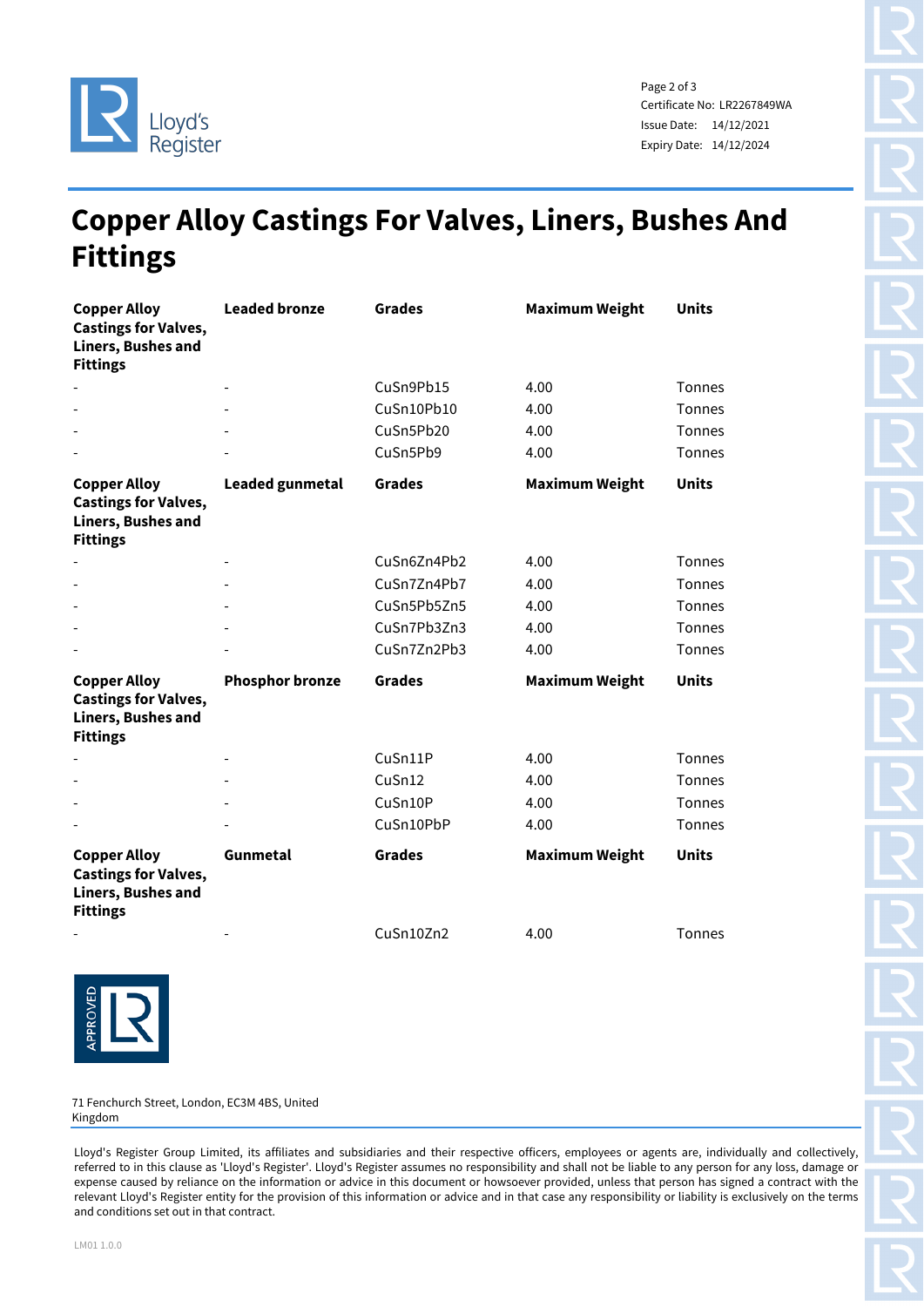Certificate No: LR2267849WA
Issue Date: 14/12/2021
Expiry Date: 14/12/2024

# Copper Alloy Castings For Valves, Liners, Bushes And Fittings

| Copper Alloy Castings for Valves, Liners, Bushes and Fittings | Leaded bronze | Grades | Maximum Weight | Units |
| --- | --- | --- | --- | --- |
| - | - | CuSn9Pb15 | 4.00 | Tonnes |
| - | - | CuSn10Pb10 | 4.00 | Tonnes |
| - | - | CuSn5Pb20 | 4.00 | Tonnes |
| - | - | CuSn5Pb9 | 4.00 | Tonnes |

| Copper Alloy Castings for Valves, Liners, Bushes and Fittings | Leaded gunmetal | Grades | Maximum Weight | Units |
| --- | --- | --- | --- | --- |
| - | - | CuSn6Zn4Pb2 | 4.00 | Tonnes |
| - | - | CuSn7Zn4Pb7 | 4.00 | Tonnes |
| - | - | CuSn5Pb5Zn5 | 4.00 | Tonnes |
| - | - | CuSn7Pb3Zn3 | 4.00 | Tonnes |
| - | - | CuSn7Zn2Pb3 | 4.00 | Tonnes |

| Copper Alloy Castings for Valves, Liners, Bushes and Fittings | Phosphor bronze | Grades | Maximum Weight | Units |
| --- | --- | --- | --- | --- |
| - | - | CuSn11P | 4.00 | Tonnes |
| - | - | CuSn12 | 4.00 | Tonnes |
| - | - | CuSn10P | 4.00 | Tonnes |
| - | - | CuSn10PbP | 4.00 | Tonnes |

| Copper Alloy Castings for Valves, Liners, Bushes and Fittings | Gunmetal | Grades | Maximum Weight | Units |
| --- | --- | --- | --- | --- |
| - | - | CuSn10Zn2 | 4.00 | Tonnes |

71 Fenchurch Street, London, EC3M 4BS, United Kingdom

Lloyd's Register Group Limited, its affiliates and subsidiaries and their respective officers, employees or agents are, individually and collectively, referred to in this clause as 'Lloyd's Register'. Lloyd's Register assumes no responsibility and shall not be liable to any person for any loss, damage or expense caused by reliance on the information or advice in this document or howsoever provided, unless that person has signed a contract with the relevant Lloyd's Register entity for the provision of this information or advice and in that case any responsibility or liability is exclusively on the terms and conditions set out in that contract.

LM01 1.0.0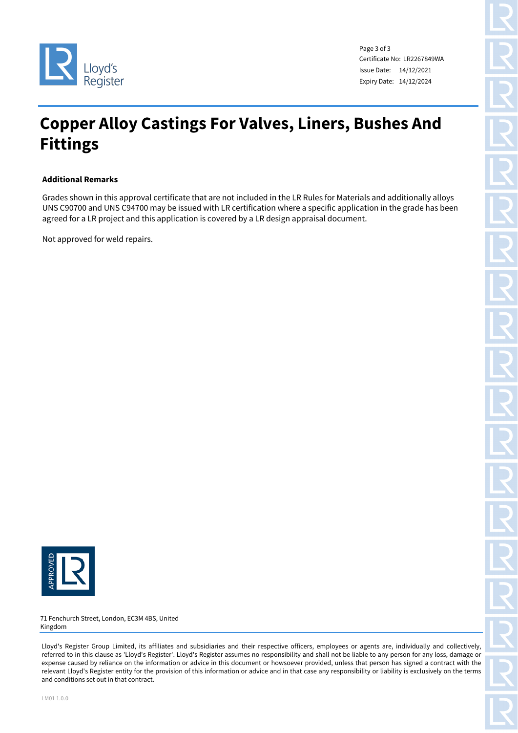Certificate No: LR2267849WA
Issue Date: 14/12/2021
Expiry Date: 14/12/2024

# Copper Alloy Castings For Valves, Liners, Bushes And Fittings

**Additional Remarks**

Grades shown in this approval certificate that are not included in the LR Rules for Materials and additionally alloys UNS C90700 and UNS C94700 may be issued with LR certification where a specific application in the grade has been agreed for a LR project and this application is covered by a LR design appraisal document.

Not approved for weld repairs.

71 Fenchurch Street, London, EC3M 4BS, United Kingdom

Lloyd's Register Group Limited, its affiliates and subsidiaries and their respective officers, employees or agents are, individually and collectively, referred to in this clause as 'Lloyd's Register'. Lloyd's Register assumes no responsibility and shall not be liable to any person for any loss, damage or expense caused by reliance on the information or advice in this document or howsoever provided, unless that person has signed a contract with the relevant Lloyd's Register entity for the provision of this information or advice and in that case any responsibility or liability is exclusively on the terms and conditions set out in that contract.

LM01 1.0.0